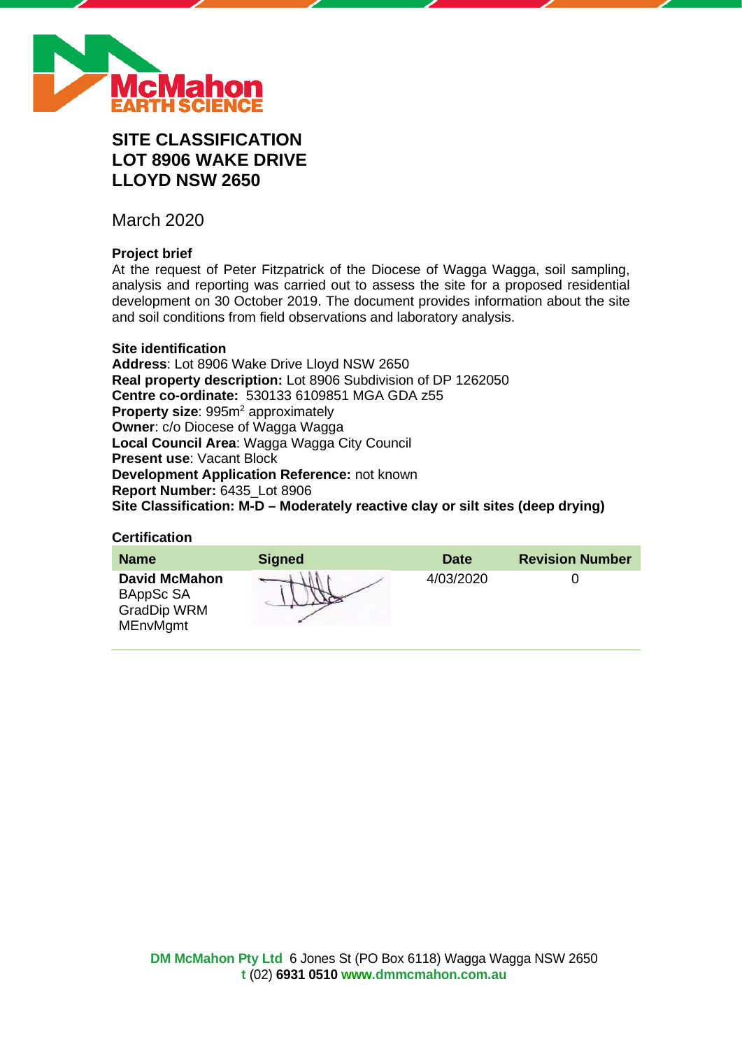# SITE CLASSIFICATION
# LOT 8906 WAKE DRIVE
# LLOYD NSW 2650

March 2020

### Project brief

At the request of Peter Fitzpatrick of the Diocese of Wagga Wagga, soil sampling, analysis and reporting was carried out to assess the site for a proposed residential development on 30 October 2019. The document provides information about the site and soil conditions from field observations and laboratory analysis.

### Site identification

**Address**: Lot 8906 Wake Drive Lloyd NSW 2650
**Real property description:** Lot 8906 Subdivision of DP 1262050
**Centre co-ordinate:** 530133 6109851 MGA GDA z55
**Property size**: 995m$^2$ approximately
**Owner**: c/o Diocese of Wagga Wagga
**Local Council Area**: Wagga Wagga City Council
**Present use**: Vacant Block
**Development Application Reference:** not known
**Report Number:** 6435_Lot 8906
**Site Classification: M-D – Moderately reactive clay or silt sites (deep drying)**

### Certification

| Name | Signed | Date | Revision Number |
|---|---|---|---|
| **David McMahon** BAppSc SA GradDip WRM MEnvMgmt | [signature] | 4/03/2020 | 0 |

**DM McMahon Pty Ltd** 6 Jones St (PO Box 6118) Wagga Wagga NSW 2650
**t** (02) **6931 0510** **www.dmmcmahon.com.au**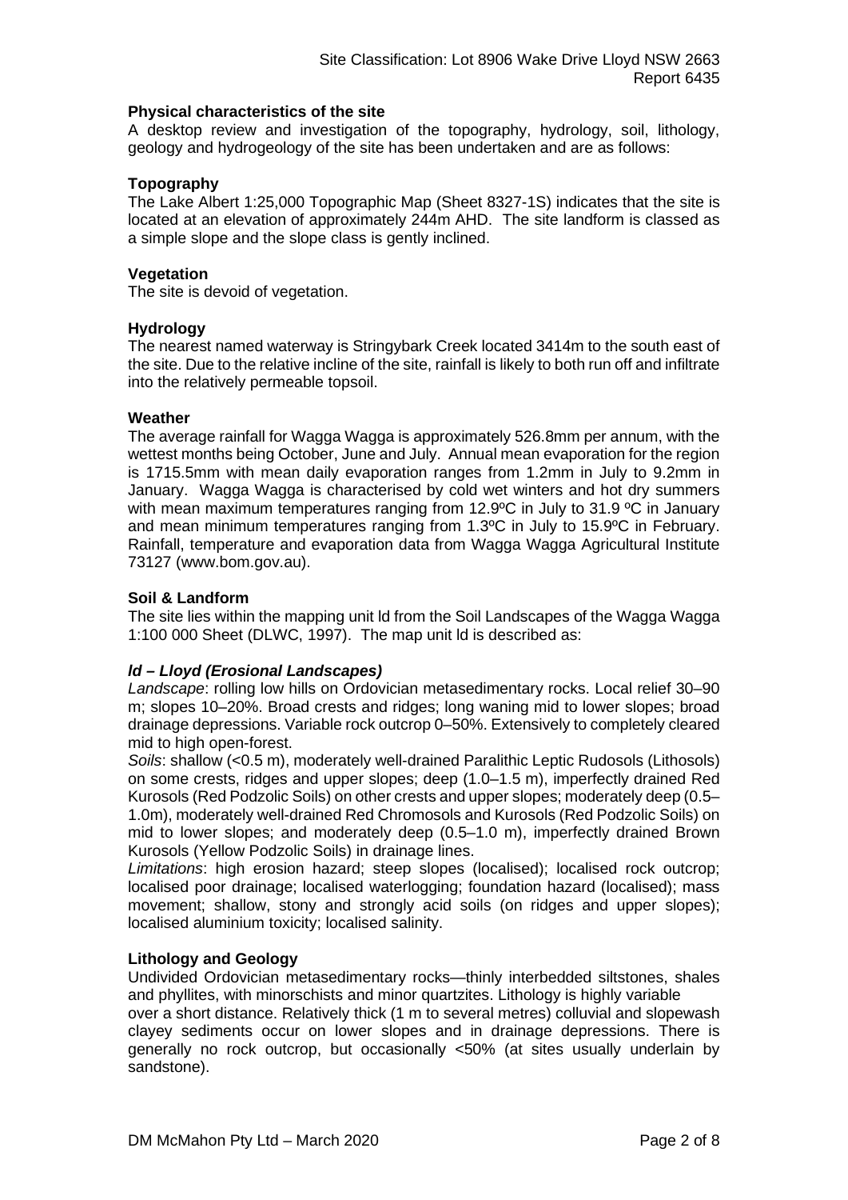**Physical characteristics of the site**

A desktop review and investigation of the topography, hydrology, soil, lithology, geology and hydrogeology of the site has been undertaken and are as follows:

**Topography**

The Lake Albert 1:25,000 Topographic Map (Sheet 8327-1S) indicates that the site is located at an elevation of approximately 244m AHD. The site landform is classed as a simple slope and the slope class is gently inclined.

**Vegetation**

The site is devoid of vegetation.

**Hydrology**

The nearest named waterway is Stringybark Creek located 3414m to the south east of the site. Due to the relative incline of the site, rainfall is likely to both run off and infiltrate into the relatively permeable topsoil.

**Weather**

The average rainfall for Wagga Wagga is approximately 526.8mm per annum, with the wettest months being October, June and July. Annual mean evaporation for the region is 1715.5mm with mean daily evaporation ranges from 1.2mm in July to 9.2mm in January. Wagga Wagga is characterised by cold wet winters and hot dry summers with mean maximum temperatures ranging from 12.9ºC in July to 31.9 ºC in January and mean minimum temperatures ranging from 1.3ºC in July to 15.9ºC in February. Rainfall, temperature and evaporation data from Wagga Wagga Agricultural Institute 73127 (www.bom.gov.au).

**Soil & Landform**

The site lies within the mapping unit ld from the Soil Landscapes of the Wagga Wagga 1:100 000 Sheet (DLWC, 1997). The map unit ld is described as:

***ld – Lloyd (Erosional Landscapes)***

*Landscape*: rolling low hills on Ordovician metasedimentary rocks. Local relief 30–90 m; slopes 10–20%. Broad crests and ridges; long waning mid to lower slopes; broad drainage depressions. Variable rock outcrop 0–50%. Extensively to completely cleared mid to high open-forest.

*Soils*: shallow (<0.5 m), moderately well-drained Paralithic Leptic Rudosols (Lithosols) on some crests, ridges and upper slopes; deep (1.0–1.5 m), imperfectly drained Red Kurosols (Red Podzolic Soils) on other crests and upper slopes; moderately deep (0.5–1.0m), moderately well-drained Red Chromosols and Kurosols (Red Podzolic Soils) on mid to lower slopes; and moderately deep (0.5–1.0 m), imperfectly drained Brown Kurosols (Yellow Podzolic Soils) in drainage lines.

*Limitations*: high erosion hazard; steep slopes (localised); localised rock outcrop; localised poor drainage; localised waterlogging; foundation hazard (localised); mass movement; shallow, stony and strongly acid soils (on ridges and upper slopes); localised aluminium toxicity; localised salinity.

**Lithology and Geology**

Undivided Ordovician metasedimentary rocks—thinly interbedded siltstones, shales and phyllites, with minorschists and minor quartzites. Lithology is highly variable over a short distance. Relatively thick (1 m to several metres) colluvial and slopewash clayey sediments occur on lower slopes and in drainage depressions. There is generally no rock outcrop, but occasionally <50% (at sites usually underlain by sandstone).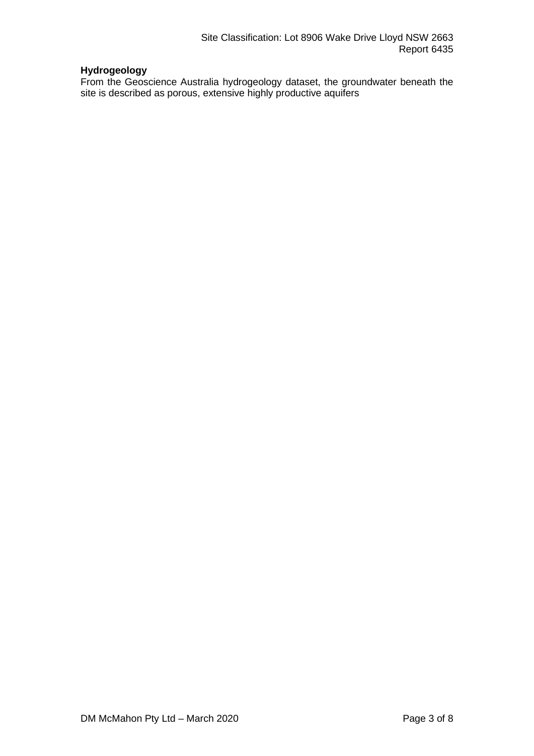**Hydrogeology**

From the Geoscience Australia hydrogeology dataset, the groundwater beneath the site is described as porous, extensive highly productive aquifers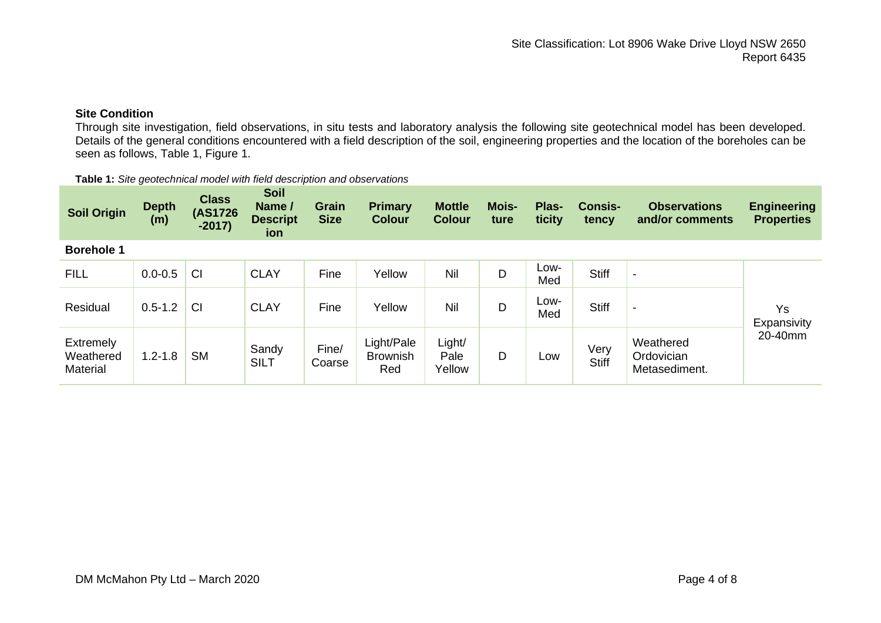### Site Condition

Through site investigation, field observations, in situ tests and laboratory analysis the following site geotechnical model has been developed. Details of the general conditions encountered with a field description of the soil, engineering properties and the location of the boreholes can be seen as follows, Table 1, Figure 1.

**Table 1:** *Site geotechnical model with field description and observations*

| Soil Origin | Depth (m) | Class (AS1726 -2017) | Soil Name / Description | Grain Size | Primary Colour | Mottle Colour | Moisture | Plasticity | Consistency | Observations and/or comments | Engineering Properties |
|---|---|---|---|---|---|---|---|---|---|---|---|
| **Borehole 1** | | | | | | | | | | | |
| FILL | 0.0-0.5 | CI | CLAY | Fine | Yellow | Nil | D | Low-Med | Stiff | - | Ys Expansivity 20-40mm |
| Residual | 0.5-1.2 | CI | CLAY | Fine | Yellow | Nil | D | Low-Med | Stiff | - | |
| Extremely Weathered Material | 1.2-1.8 | SM | Sandy SILT | Fine/ Coarse | Light/Pale Brownish Red | Light/ Pale Yellow | D | Low | Very Stiff | Weathered Ordovician Metasediment. | |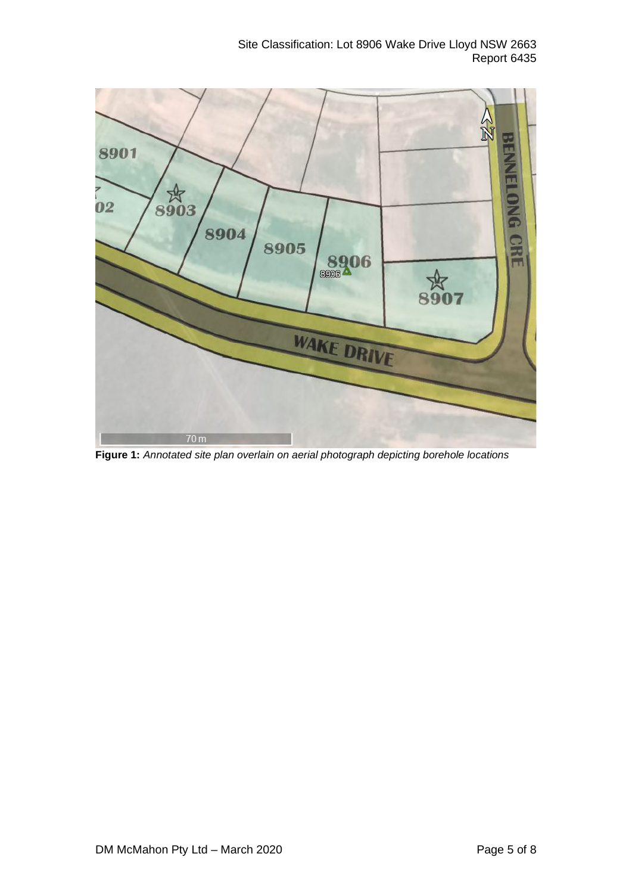**Figure 1:** *Annotated site plan overlain on aerial photograph depicting borehole locations*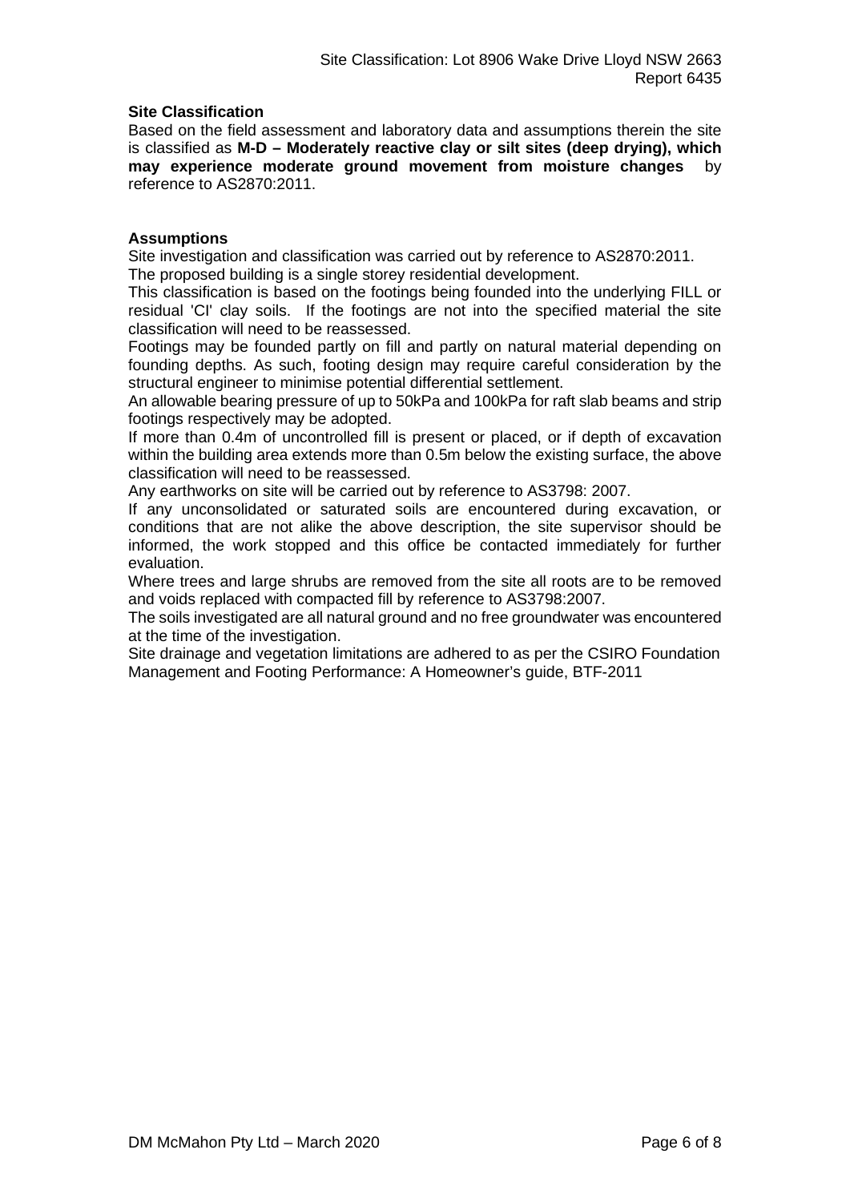## Site Classification

Based on the field assessment and laboratory data and assumptions therein the site is classified as **M-D – Moderately reactive clay or silt sites (deep drying), which may experience moderate ground movement from moisture changes** by reference to AS2870:2011.

## Assumptions

Site investigation and classification was carried out by reference to AS2870:2011.

The proposed building is a single storey residential development.

This classification is based on the footings being founded into the underlying FILL or residual 'CI' clay soils. If the footings are not into the specified material the site classification will need to be reassessed.

Footings may be founded partly on fill and partly on natural material depending on founding depths. As such, footing design may require careful consideration by the structural engineer to minimise potential differential settlement.

An allowable bearing pressure of up to 50kPa and 100kPa for raft slab beams and strip footings respectively may be adopted.

If more than 0.4m of uncontrolled fill is present or placed, or if depth of excavation within the building area extends more than 0.5m below the existing surface, the above classification will need to be reassessed.

Any earthworks on site will be carried out by reference to AS3798: 2007.

If any unconsolidated or saturated soils are encountered during excavation, or conditions that are not alike the above description, the site supervisor should be informed, the work stopped and this office be contacted immediately for further evaluation.

Where trees and large shrubs are removed from the site all roots are to be removed and voids replaced with compacted fill by reference to AS3798:2007.

The soils investigated are all natural ground and no free groundwater was encountered at the time of the investigation.

Site drainage and vegetation limitations are adhered to as per the CSIRO Foundation Management and Footing Performance: A Homeowner's guide, BTF-2011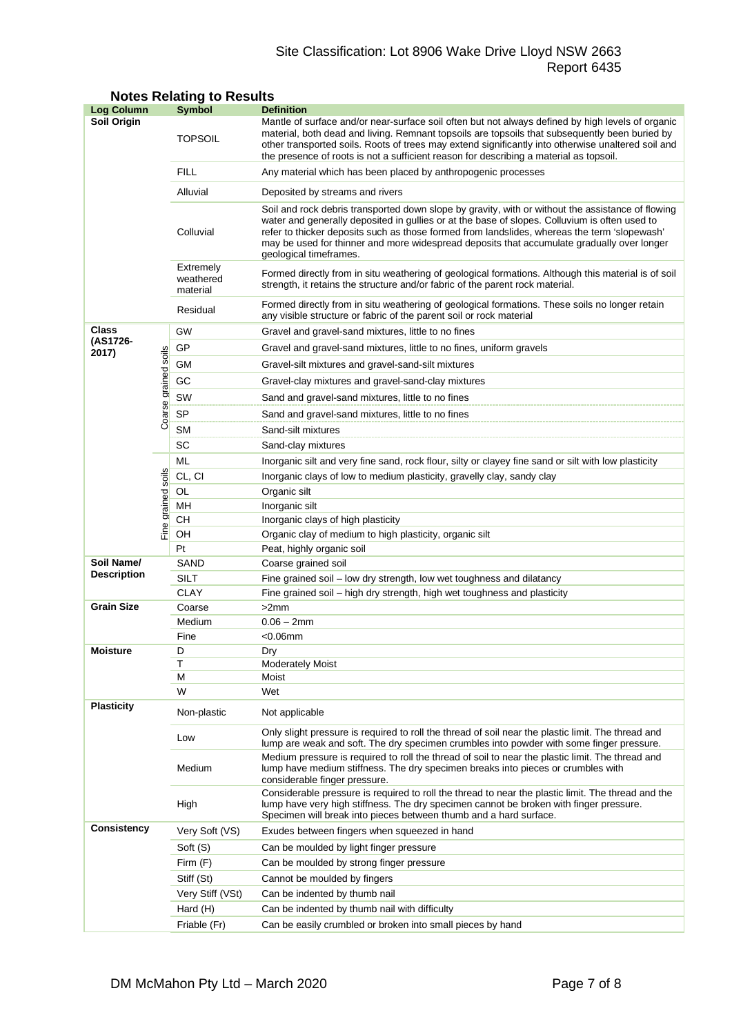## Notes Relating to Results

| Log Column | | Symbol | Definition |
|---|---|---|---|
| **Soil Origin** | | TOPSOIL | Mantle of surface and/or near-surface soil often but not always defined by high levels of organic material, both dead and living. Remnant topsoils are topsoils that subsequently been buried by other transported soils. Roots of trees may extend significantly into otherwise unaltered soil and the presence of roots is not a sufficient reason for describing a material as topsoil. |
| | | FILL | Any material which has been placed by anthropogenic processes |
| | | Alluvial | Deposited by streams and rivers |
| | | Colluvial | Soil and rock debris transported down slope by gravity, with or without the assistance of flowing water and generally deposited in gullies or at the base of slopes. Colluvium is often used to refer to thicker deposits such as those formed from landslides, whereas the term 'slopewash' may be used for thinner and more widespread deposits that accumulate gradually over longer geological timeframes. |
| | | Extremely weathered material | Formed directly from in situ weathering of geological formations. Although this material is of soil strength, it retains the structure and/or fabric of the parent rock material. |
| | | Residual | Formed directly from in situ weathering of geological formations. These soils no longer retain any visible structure or fabric of the parent soil or rock material |
| **Class (AS1726-2017)** | Coarse grained soils | GW | Gravel and gravel-sand mixtures, little to no fines |
| | | GP | Gravel and gravel-sand mixtures, little to no fines, uniform gravels |
| | | GM | Gravel-silt mixtures and gravel-sand-silt mixtures |
| | | GC | Gravel-clay mixtures and gravel-sand-clay mixtures |
| | | SW | Sand and gravel-sand mixtures, little to no fines |
| | | SP | Sand and gravel-sand mixtures, little to no fines |
| | | SM | Sand-silt mixtures |
| | | SC | Sand-clay mixtures |
| | Fine grained soils | ML | Inorganic silt and very fine sand, rock flour, silty or clayey fine sand or silt with low plasticity |
| | | CL, CI | Inorganic clays of low to medium plasticity, gravelly clay, sandy clay |
| | | OL | Organic silt |
| | | MH | Inorganic silt |
| | | CH | Inorganic clays of high plasticity |
| | | OH | Organic clay of medium to high plasticity, organic silt |
| | | Pt | Peat, highly organic soil |
| **Soil Name/ Description** | | SAND | Coarse grained soil |
| | | SILT | Fine grained soil – low dry strength, low wet toughness and dilatancy |
| | | CLAY | Fine grained soil – high dry strength, high wet toughness and plasticity |
| **Grain Size** | | Coarse | >2mm |
| | | Medium | 0.06 – 2mm |
| | | Fine | <0.06mm |
| **Moisture** | | D | Dry |
| | | T | Moderately Moist |
| | | M | Moist |
| | | W | Wet |
| **Plasticity** | | Non-plastic | Not applicable |
| | | Low | Only slight pressure is required to roll the thread of soil near the plastic limit. The thread and lump are weak and soft. The dry specimen crumbles into powder with some finger pressure. |
| | | Medium | Medium pressure is required to roll the thread of soil to near the plastic limit. The thread and lump have medium stiffness. The dry specimen breaks into pieces or crumbles with considerable finger pressure. |
| | | High | Considerable pressure is required to roll the thread to near the plastic limit. The thread and the lump have very high stiffness. The dry specimen cannot be broken with finger pressure. Specimen will break into pieces between thumb and a hard surface. |
| **Consistency** | | Very Soft (VS) | Exudes between fingers when squeezed in hand |
| | | Soft (S) | Can be moulded by light finger pressure |
| | | Firm (F) | Can be moulded by strong finger pressure |
| | | Stiff (St) | Cannot be moulded by fingers |
| | | Very Stiff (VSt) | Can be indented by thumb nail |
| | | Hard (H) | Can be indented by thumb nail with difficulty |
| | | Friable (Fr) | Can be easily crumbled or broken into small pieces by hand |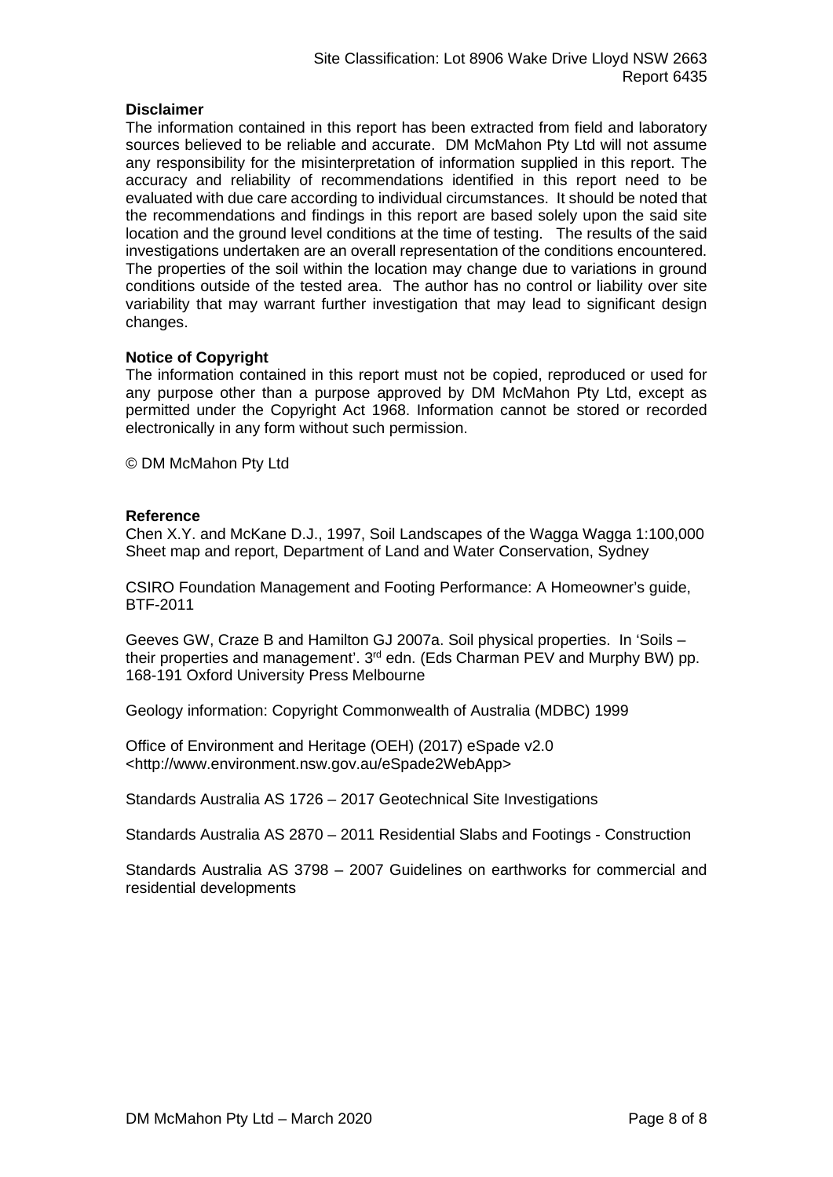**Disclaimer**

The information contained in this report has been extracted from field and laboratory sources believed to be reliable and accurate. DM McMahon Pty Ltd will not assume any responsibility for the misinterpretation of information supplied in this report. The accuracy and reliability of recommendations identified in this report need to be evaluated with due care according to individual circumstances. It should be noted that the recommendations and findings in this report are based solely upon the said site location and the ground level conditions at the time of testing. The results of the said investigations undertaken are an overall representation of the conditions encountered. The properties of the soil within the location may change due to variations in ground conditions outside of the tested area. The author has no control or liability over site variability that may warrant further investigation that may lead to significant design changes.

**Notice of Copyright**

The information contained in this report must not be copied, reproduced or used for any purpose other than a purpose approved by DM McMahon Pty Ltd, except as permitted under the Copyright Act 1968. Information cannot be stored or recorded electronically in any form without such permission.

© DM McMahon Pty Ltd

**Reference**

Chen X.Y. and McKane D.J., 1997, Soil Landscapes of the Wagga Wagga 1:100,000 Sheet map and report, Department of Land and Water Conservation, Sydney

CSIRO Foundation Management and Footing Performance: A Homeowner's guide, BTF-2011

Geeves GW, Craze B and Hamilton GJ 2007a. Soil physical properties. In 'Soils – their properties and management'. 3rd edn. (Eds Charman PEV and Murphy BW) pp. 168-191 Oxford University Press Melbourne

Geology information: Copyright Commonwealth of Australia (MDBC) 1999

Office of Environment and Heritage (OEH) (2017) eSpade v2.0 <http://www.environment.nsw.gov.au/eSpade2WebApp>

Standards Australia AS 1726 – 2017 Geotechnical Site Investigations

Standards Australia AS 2870 – 2011 Residential Slabs and Footings - Construction

Standards Australia AS 3798 – 2007 Guidelines on earthworks for commercial and residential developments